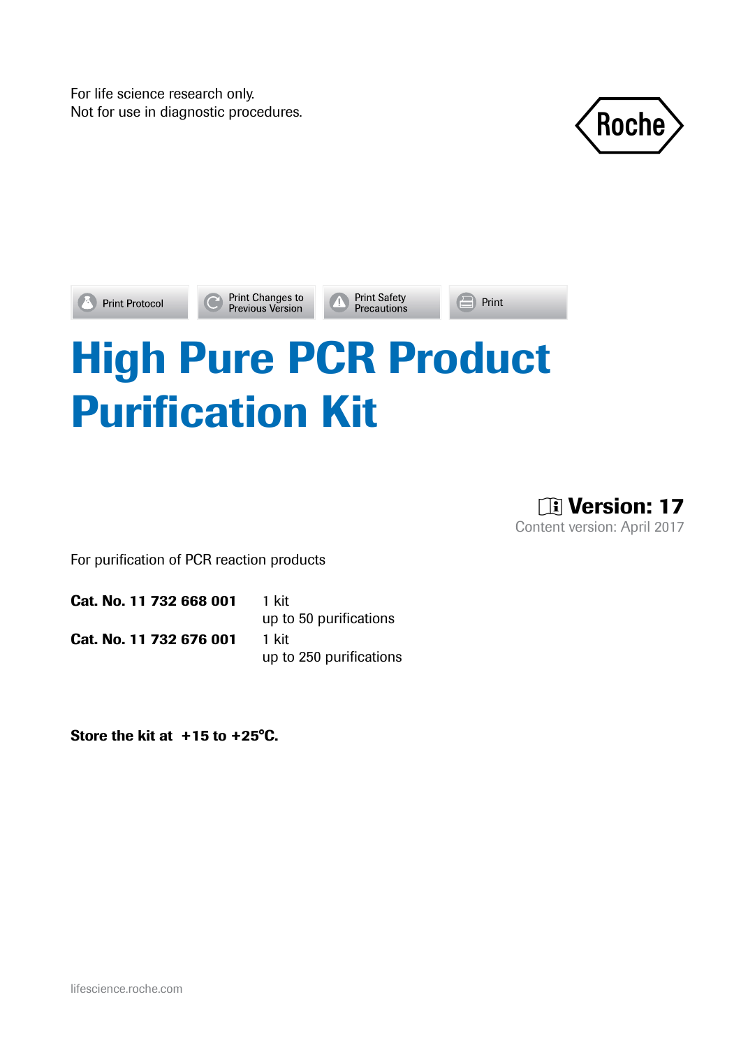For life science research only.
Not for use in diagnostic procedures.

Roche

# High Pure PCR Product Purification Kit

**Version: 17**
Content version: April 2017

For purification of PCR reaction products

| | |
|---|---|
| **Cat. No. 11 732 668 001** | 1 kit<br>up to 50 purifications |
| **Cat. No. 11 732 676 001** | 1 kit<br>up to 250 purifications |

**Store the kit at +15 to +25°C.**

lifescience.roche.com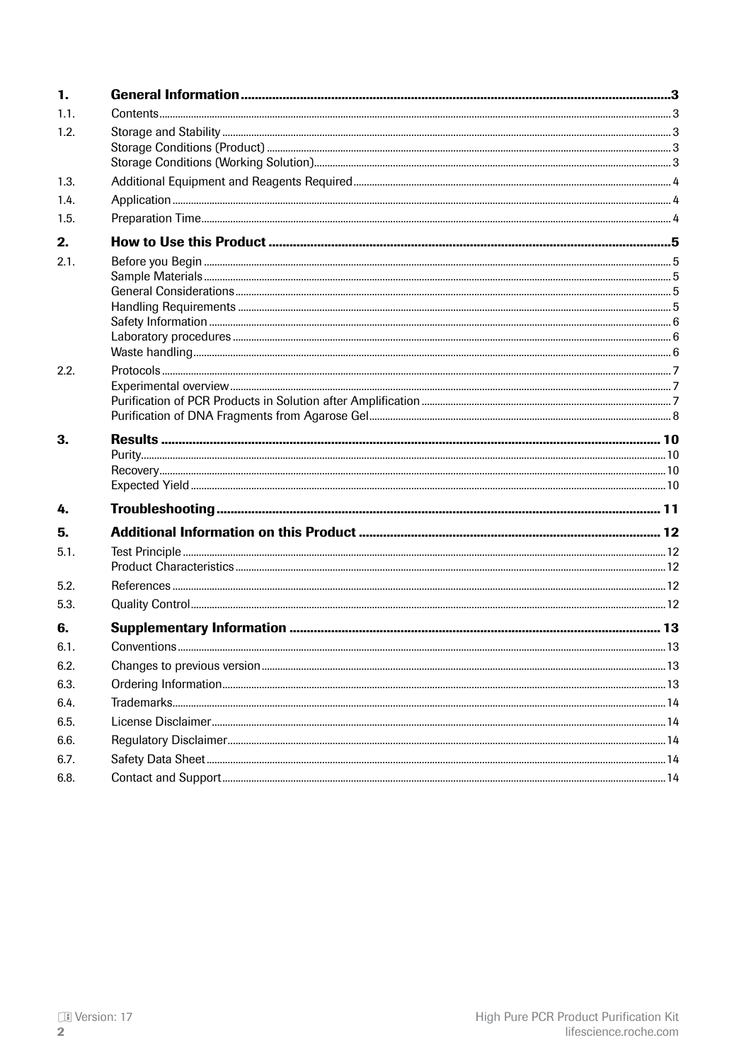| | | |
|---|---|---|
| **1.** | **General Information** | **3** |
| 1.1. | Contents | 3 |
| 1.2. | Storage and Stability | 3 |
| | Storage Conditions (Product) | 3 |
| | Storage Conditions (Working Solution) | 3 |
| 1.3. | Additional Equipment and Reagents Required | 4 |
| 1.4. | Application | 4 |
| 1.5. | Preparation Time | 4 |
| **2.** | **How to Use this Product** | **5** |
| 2.1. | Before you Begin | 5 |
| | Sample Materials | 5 |
| | General Considerations | 5 |
| | Handling Requirements | 5 |
| | Safety Information | 6 |
| | Laboratory procedures | 6 |
| | Waste handling | 6 |
| 2.2. | Protocols | 7 |
| | Experimental overview | 7 |
| | Purification of PCR Products in Solution after Amplification | 7 |
| | Purification of DNA Fragments from Agarose Gel | 8 |
| **3.** | **Results** | **10** |
| | Purity | 10 |
| | Recovery | 10 |
| | Expected Yield | 10 |
| **4.** | **Troubleshooting** | **11** |
| **5.** | **Additional Information on this Product** | **12** |
| 5.1. | Test Principle | 12 |
| | Product Characteristics | 12 |
| 5.2. | References | 12 |
| 5.3. | Quality Control | 12 |
| **6.** | **Supplementary Information** | **13** |
| 6.1. | Conventions | 13 |
| 6.2. | Changes to previous version | 13 |
| 6.3. | Ordering Information | 13 |
| 6.4. | Trademarks | 14 |
| 6.5. | License Disclaimer | 14 |
| 6.6. | Regulatory Disclaimer | 14 |
| 6.7. | Safety Data Sheet | 14 |
| 6.8. | Contact and Support | 14 |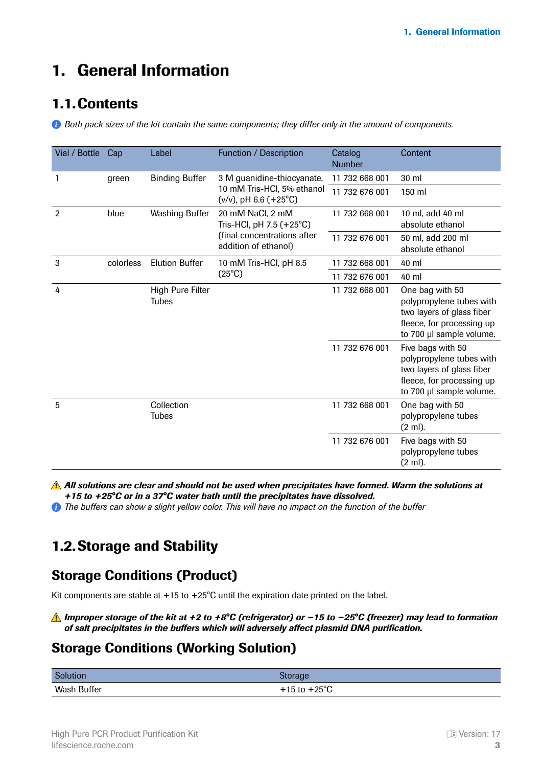# 1. General Information

## 1.1. Contents

*Both pack sizes of the kit contain the same components; they differ only in the amount of components.*

| Vial / Bottle | Cap | Label | Function / Description | Catalog Number | Content |
|---|---|---|---|---|---|
| 1 | green | Binding Buffer | 3 M guanidine-thiocyanate, 10 mM Tris-HCl, 5% ethanol (v/v), pH 6.6 (+25°C) | 11 732 668 001 | 30 ml |
| | | | | 11 732 676 001 | 150 ml |
| 2 | blue | Washing Buffer | 20 mM NaCl, 2 mM Tris-HCl, pH 7.5 (+25°C) (final concentrations after addition of ethanol) | 11 732 668 001 | 10 ml, add 40 ml absolute ethanol |
| | | | | 11 732 676 001 | 50 ml, add 200 ml absolute ethanol |
| 3 | colorless | Elution Buffer | 10 mM Tris-HCl, pH 8.5 (25°C) | 11 732 668 001 | 40 ml |
| | | | | 11 732 676 001 | 40 ml |
| 4 | | High Pure Filter Tubes | | 11 732 668 001 | One bag with 50 polypropylene tubes with two layers of glass fiber fleece, for processing up to 700 µl sample volume. |
| | | | | 11 732 676 001 | Five bags with 50 polypropylene tubes with two layers of glass fiber fleece, for processing up to 700 µl sample volume. |
| 5 | | Collection Tubes | | 11 732 668 001 | One bag with 50 polypropylene tubes (2 ml). |
| | | | | 11 732 676 001 | Five bags with 50 polypropylene tubes (2 ml). |

⚠ ***All solutions are clear and should not be used when precipitates have formed. Warm the solutions at +15 to +25°C or in a 37°C water bath until the precipitates have dissolved.***

*The buffers can show a slight yellow color. This will have no impact on the function of the buffer*

## 1.2. Storage and Stability

### Storage Conditions (Product)

Kit components are stable at +15 to +25°C until the expiration date printed on the label.

⚠ ***Improper storage of the kit at +2 to +8°C (refrigerator) or −15 to −25°C (freezer) may lead to formation of salt precipitates in the buffers which will adversely affect plasmid DNA purification.***

### Storage Conditions (Working Solution)

| Solution | Storage |
|---|---|
| Wash Buffer | +15 to +25°C |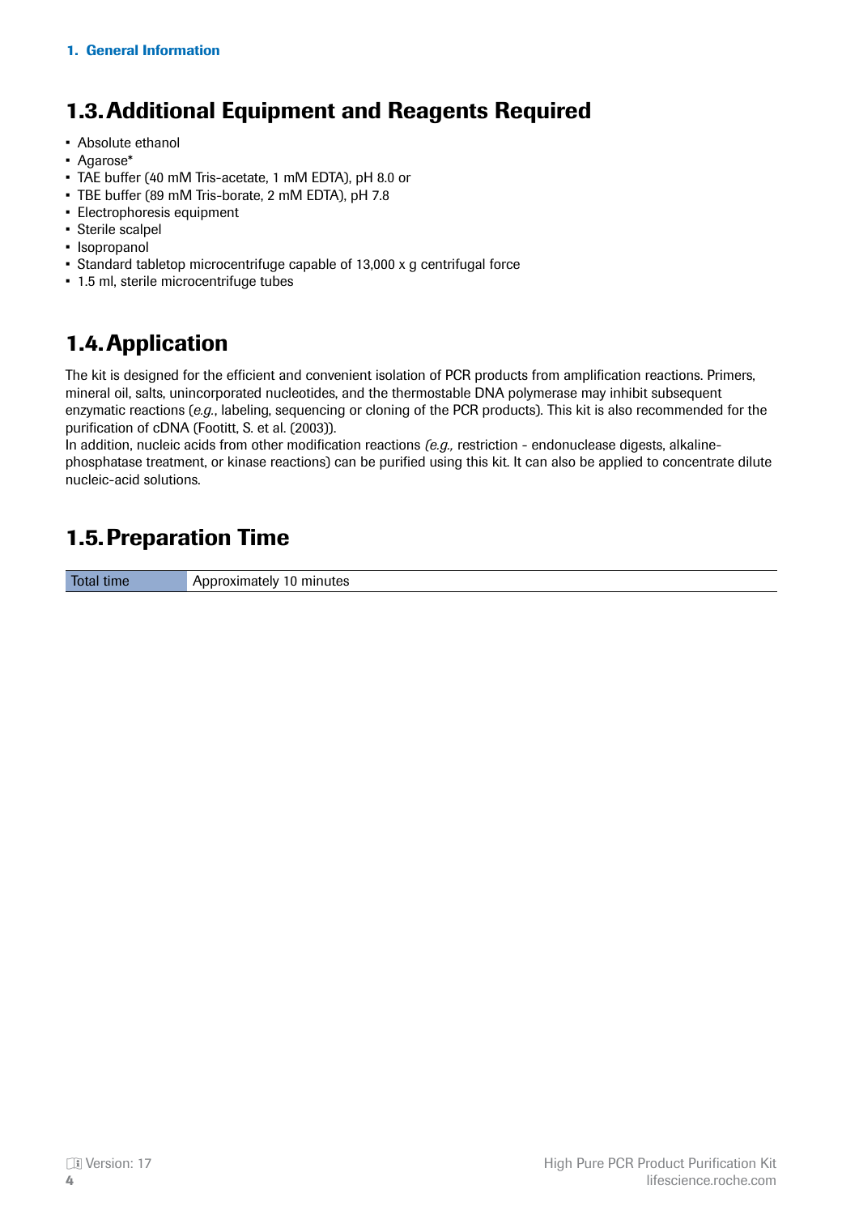## 1.3. Additional Equipment and Reagents Required

- Absolute ethanol
- Agarose*
- TAE buffer (40 mM Tris-acetate, 1 mM EDTA), pH 8.0 or
- TBE buffer (89 mM Tris-borate, 2 mM EDTA), pH 7.8
- Electrophoresis equipment
- Sterile scalpel
- Isopropanol
- Standard tabletop microcentrifuge capable of 13,000 x g centrifugal force
- 1.5 ml, sterile microcentrifuge tubes

## 1.4. Application

The kit is designed for the efficient and convenient isolation of PCR products from amplification reactions. Primers, mineral oil, salts, unincorporated nucleotides, and the thermostable DNA polymerase may inhibit subsequent enzymatic reactions (*e.g.*, labeling, sequencing or cloning of the PCR products). This kit is also recommended for the purification of cDNA (Footitt, S. et al. (2003)).
In addition, nucleic acids from other modification reactions *(e.g.,* restriction - endonuclease digests, alkaline-phosphatase treatment, or kinase reactions) can be purified using this kit. It can also be applied to concentrate dilute nucleic-acid solutions.

## 1.5. Preparation Time

| Total time | Approximately 10 minutes |
|---|---|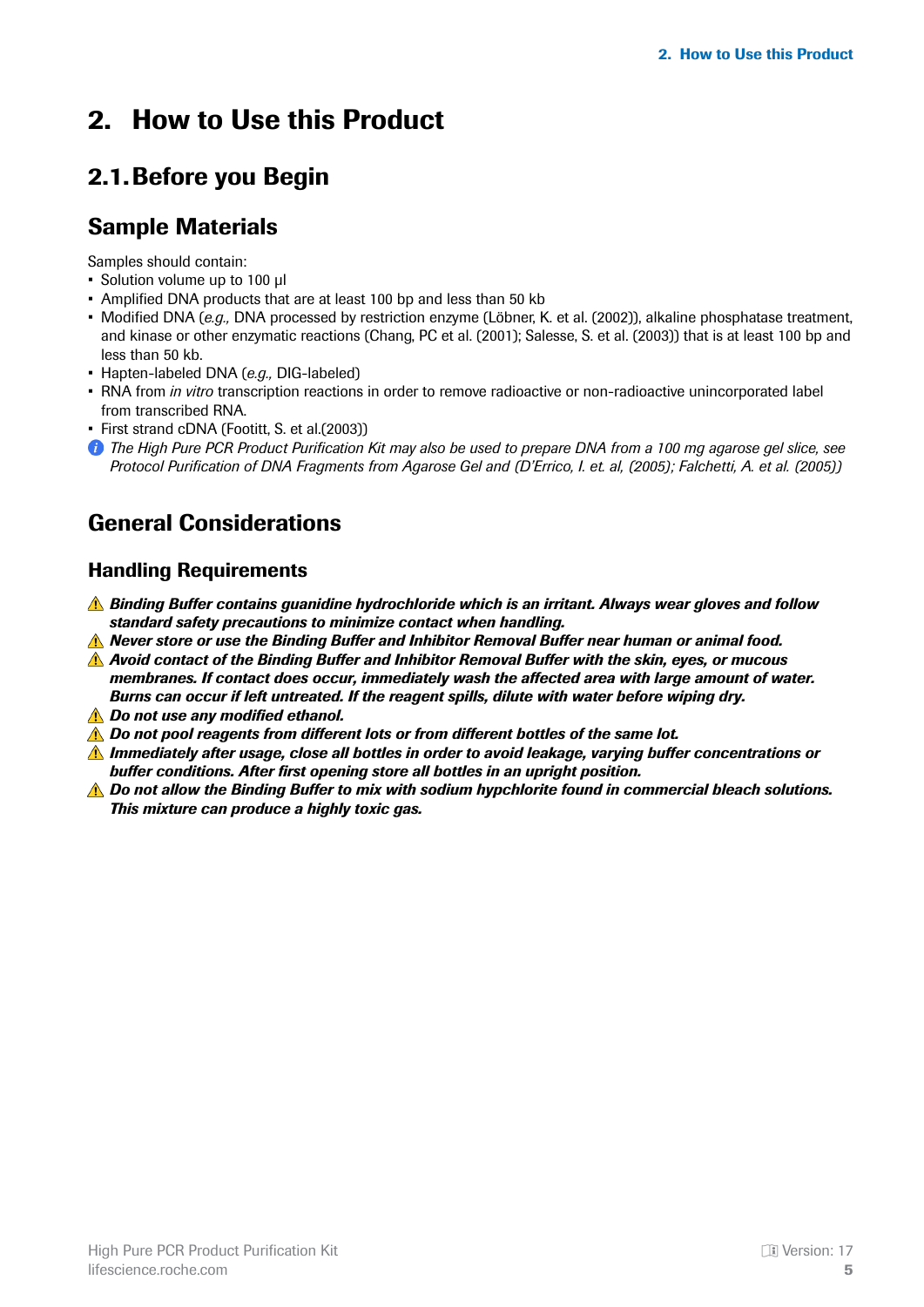# 2. How to Use this Product

## 2.1. Before you Begin

### Sample Materials

Samples should contain:

- Solution volume up to 100 µl
- Amplified DNA products that are at least 100 bp and less than 50 kb
- Modified DNA (*e.g.,* DNA processed by restriction enzyme (Löbner, K. et al. (2002)), alkaline phosphatase treatment, and kinase or other enzymatic reactions (Chang, PC et al. (2001); Salesse, S. et al. (2003)) that is at least 100 bp and less than 50 kb.
- Hapten-labeled DNA (*e.g.,* DIG-labeled)
- RNA from *in vitro* transcription reactions in order to remove radioactive or non-radioactive unincorporated label from transcribed RNA.
- First strand cDNA (Footitt, S. et al.(2003))

*The High Pure PCR Product Purification Kit may also be used to prepare DNA from a 100 mg agarose gel slice, see Protocol Purification of DNA Fragments from Agarose Gel and (D'Errico, I. et. al, (2005); Falchetti, A. et al. (2005))*

### General Considerations

#### Handling Requirements

⚠ ***Binding Buffer contains guanidine hydrochloride which is an irritant. Always wear gloves and follow standard safety precautions to minimize contact when handling.***

⚠ ***Never store or use the Binding Buffer and Inhibitor Removal Buffer near human or animal food.***

⚠ ***Avoid contact of the Binding Buffer and Inhibitor Removal Buffer with the skin, eyes, or mucous membranes. If contact does occur, immediately wash the affected area with large amount of water. Burns can occur if left untreated. If the reagent spills, dilute with water before wiping dry.***

⚠ ***Do not use any modified ethanol.***

⚠ ***Do not pool reagents from different lots or from different bottles of the same lot.***

⚠ ***Immediately after usage, close all bottles in order to avoid leakage, varying buffer concentrations or buffer conditions. After first opening store all bottles in an upright position.***

⚠ ***Do not allow the Binding Buffer to mix with sodium hypchlorite found in commercial bleach solutions. This mixture can produce a highly toxic gas.***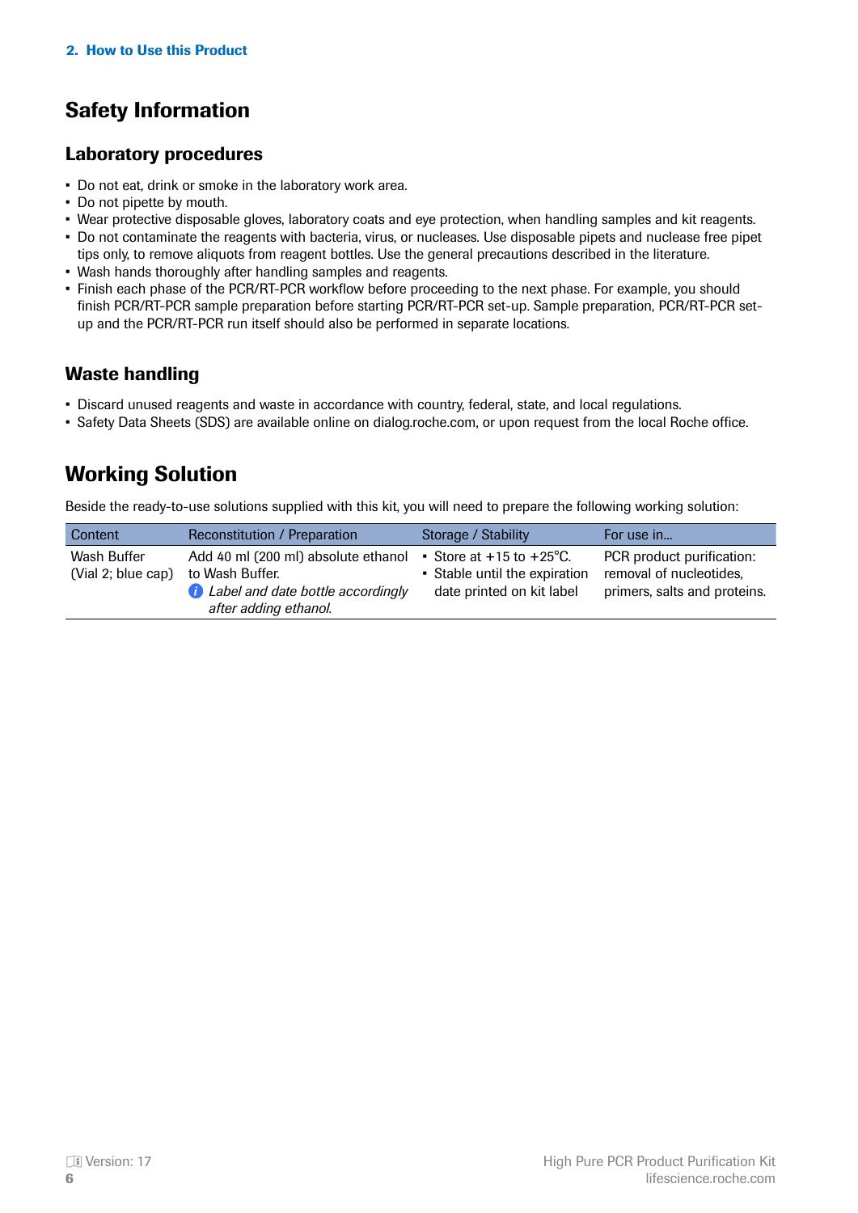# Safety Information

## Laboratory procedures

- Do not eat, drink or smoke in the laboratory work area.
- Do not pipette by mouth.
- Wear protective disposable gloves, laboratory coats and eye protection, when handling samples and kit reagents.
- Do not contaminate the reagents with bacteria, virus, or nucleases. Use disposable pipets and nuclease free pipet tips only, to remove aliquots from reagent bottles. Use the general precautions described in the literature.
- Wash hands thoroughly after handling samples and reagents.
- Finish each phase of the PCR/RT-PCR workflow before proceeding to the next phase. For example, you should finish PCR/RT-PCR sample preparation before starting PCR/RT-PCR set-up. Sample preparation, PCR/RT-PCR set-up and the PCR/RT-PCR run itself should also be performed in separate locations.

## Waste handling

- Discard unused reagents and waste in accordance with country, federal, state, and local regulations.
- Safety Data Sheets (SDS) are available online on dialog.roche.com, or upon request from the local Roche office.

# Working Solution

Beside the ready-to-use solutions supplied with this kit, you will need to prepare the following working solution:

| Content | Reconstitution / Preparation | Storage / Stability | For use in... |
|---|---|---|---|
| Wash Buffer (Vial 2; blue cap) | Add 40 ml (200 ml) absolute ethanol to Wash Buffer.<br>ⓘ *Label and date bottle accordingly after adding ethanol.* | ▪ Store at +15 to +25°C.<br>▪ Stable until the expiration date printed on kit label | PCR product purification: removal of nucleotides, primers, salts and proteins. |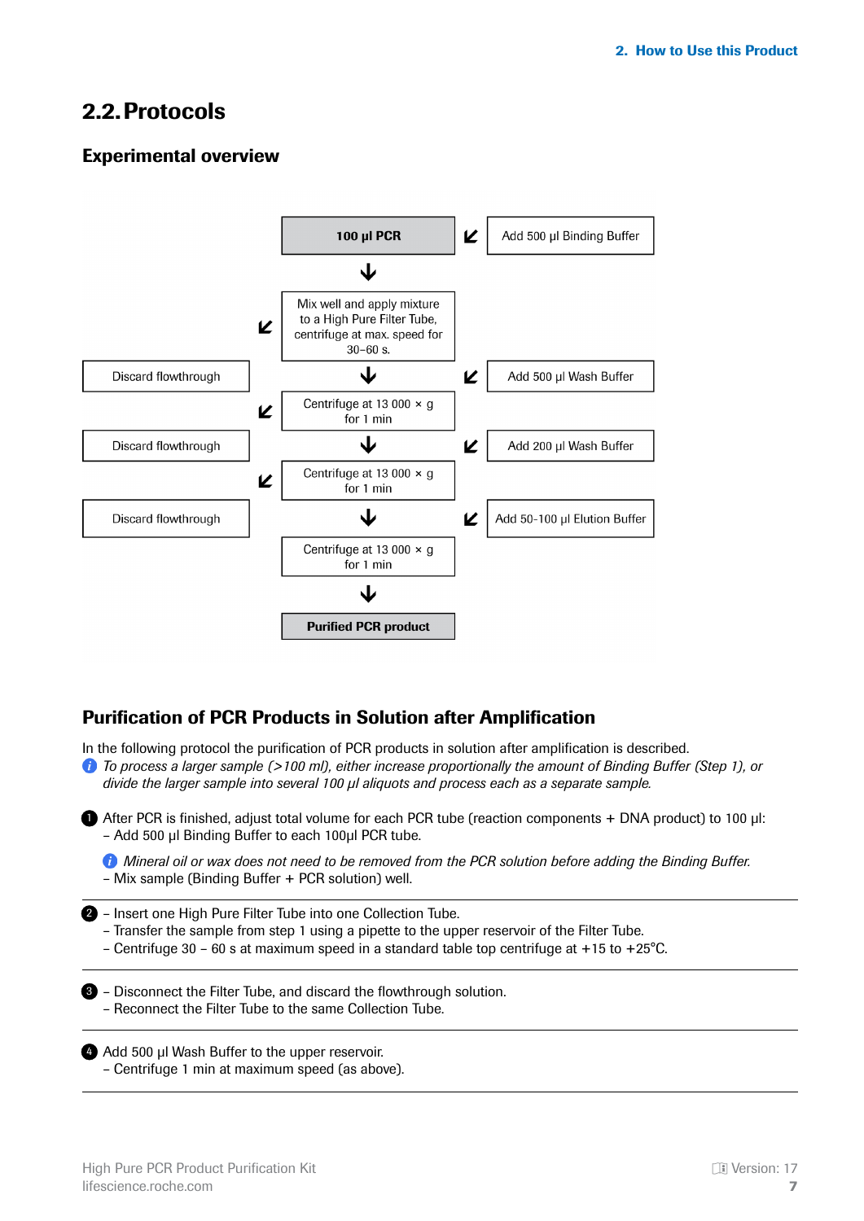## 2.2. Protocols

### Experimental overview

| Discard | Main step | Add |
|---|---|---|
| | **100 µl PCR** | Add 500 µl Binding Buffer |
| | Mix well and apply mixture to a High Pure Filter Tube, centrifuge at max. speed for 30–60 s. | |
| Discard flowthrough | ↓ | Add 500 µl Wash Buffer |
| | Centrifuge at 13 000 × g for 1 min | |
| Discard flowthrough | ↓ | Add 200 µl Wash Buffer |
| | Centrifuge at 13 000 × g for 1 min | |
| Discard flowthrough | ↓ | Add 50-100 µl Elution Buffer |
| | Centrifuge at 13 000 × g for 1 min | |
| | **Purified PCR product** | |

### Purification of PCR Products in Solution after Amplification

In the following protocol the purification of PCR products in solution after amplification is described.

*To process a larger sample (>100 ml), either increase proportionally the amount of Binding Buffer (Step 1), or divide the larger sample into several 100 µl aliquots and process each as a separate sample.*

1. After PCR is finished, adjust total volume for each PCR tube (reaction components + DNA product) to 100 µl:
   - Add 500 µl Binding Buffer to each 100µl PCR tube.

   *Mineral oil or wax does not need to be removed from the PCR solution before adding the Binding Buffer.*
   - Mix sample (Binding Buffer + PCR solution) well.

2. – Insert one High Pure Filter Tube into one Collection Tube.
   - Transfer the sample from step 1 using a pipette to the upper reservoir of the Filter Tube.
   - Centrifuge 30 – 60 s at maximum speed in a standard table top centrifuge at +15 to +25°C.

3. – Disconnect the Filter Tube, and discard the flowthrough solution.
   - Reconnect the Filter Tube to the same Collection Tube.

4. Add 500 µl Wash Buffer to the upper reservoir.
   - Centrifuge 1 min at maximum speed (as above).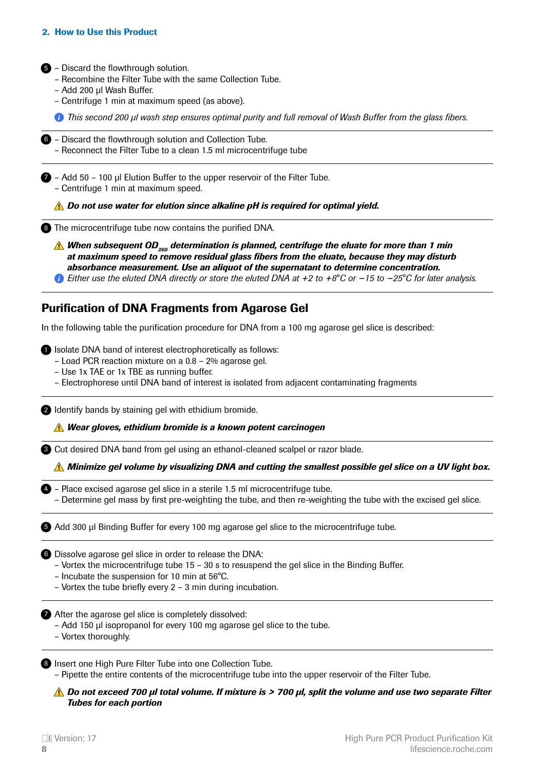## 2. How to Use this Product

5 – Discard the flowthrough solution.
– Recombine the Filter Tube with the same Collection Tube.
– Add 200 µl Wash Buffer.
– Centrifuge 1 min at maximum speed (as above).

*This second 200 µl wash step ensures optimal purity and full removal of Wash Buffer from the glass fibers.*

6 – Discard the flowthrough solution and Collection Tube.
– Reconnect the Filter Tube to a clean 1.5 ml microcentrifuge tube

7 – Add 50 – 100 µl Elution Buffer to the upper reservoir of the Filter Tube.
– Centrifuge 1 min at maximum speed.

⚠ ***Do not use water for elution since alkaline pH is required for optimal yield.***

8 The microcentrifuge tube now contains the purified DNA.

⚠ ***When subsequent $OD_{260}$ determination is planned, centrifuge the eluate for more than 1 min at maximum speed to remove residual glass fibers from the eluate, because they may disturb absorbance measurement. Use an aliquot of the supernatant to determine concentration.***

*Either use the eluted DNA directly or store the eluted DNA at +2 to +8°C or −15 to −25°C for later analysis.*

## Purification of DNA Fragments from Agarose Gel

In the following table the purification procedure for DNA from a 100 mg agarose gel slice is described:

1 Isolate DNA band of interest electrophoretically as follows:
– Load PCR reaction mixture on a 0.8 – 2% agarose gel.
– Use 1x TAE or 1x TBE as running buffer.
– Electrophorese until DNA band of interest is isolated from adjacent contaminating fragments

2 Identify bands by staining gel with ethidium bromide.

⚠ ***Wear gloves, ethidium bromide is a known potent carcinogen***

3 Cut desired DNA band from gel using an ethanol-cleaned scalpel or razor blade.

⚠ ***Minimize gel volume by visualizing DNA and cutting the smallest possible gel slice on a UV light box.***

4 – Place excised agarose gel slice in a sterile 1.5 ml microcentrifuge tube.
– Determine gel mass by first pre-weighting the tube, and then re-weighting the tube with the excised gel slice.

5 Add 300 µl Binding Buffer for every 100 mg agarose gel slice to the microcentrifuge tube.

6 Dissolve agarose gel slice in order to release the DNA:
– Vortex the microcentrifuge tube 15 – 30 s to resuspend the gel slice in the Binding Buffer.
– Incubate the suspension for 10 min at 56°C.
– Vortex the tube briefly every 2 – 3 min during incubation.

7 After the agarose gel slice is completely dissolved:
– Add 150 µl isopropanol for every 100 mg agarose gel slice to the tube.
– Vortex thoroughly.

8 Insert one High Pure Filter Tube into one Collection Tube.
– Pipette the entire contents of the microcentrifuge tube into the upper reservoir of the Filter Tube.

⚠ ***Do not exceed 700 µl total volume. If mixture is > 700 µl, split the volume and use two separate Filter Tubes for each portion***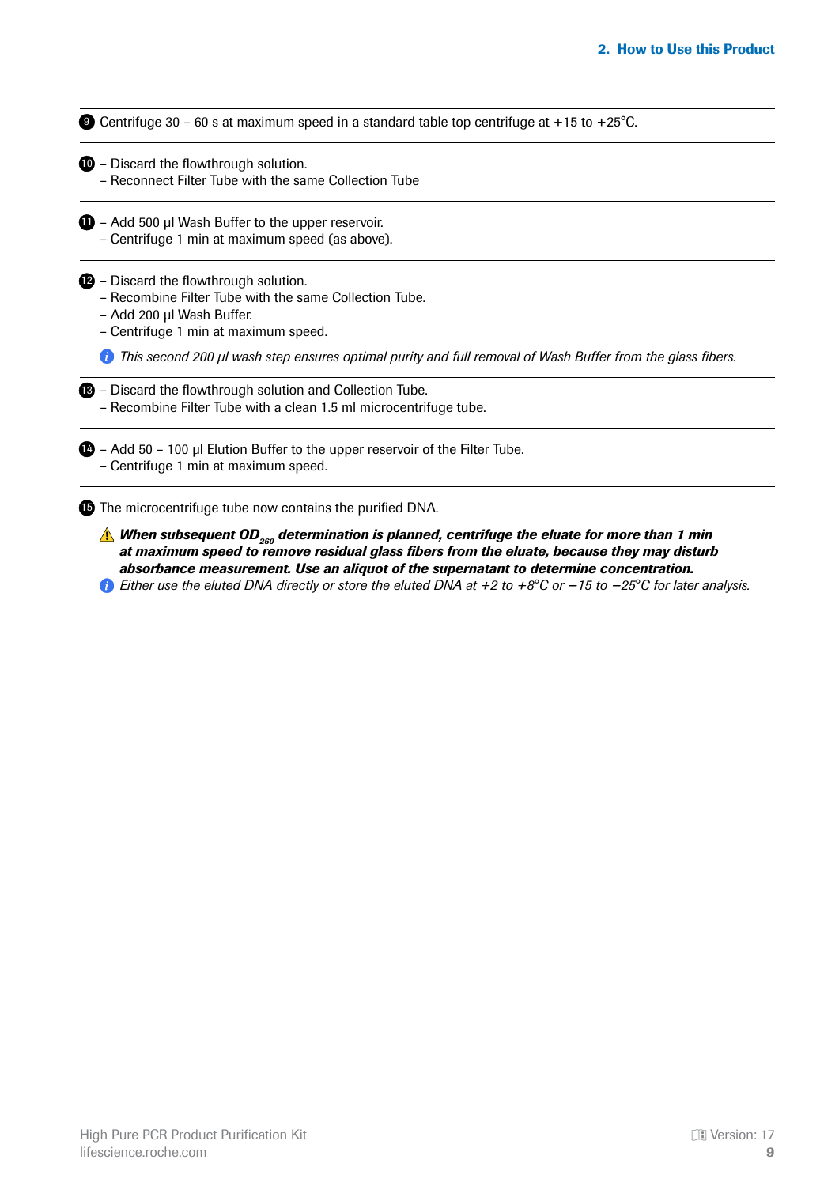9. Centrifuge 30 – 60 s at maximum speed in a standard table top centrifuge at +15 to +25°C.

10. – Discard the flowthrough solution.
    – Reconnect Filter Tube with the same Collection Tube

11. – Add 500 µl Wash Buffer to the upper reservoir.
    – Centrifuge 1 min at maximum speed (as above).

12. – Discard the flowthrough solution.
    – Recombine Filter Tube with the same Collection Tube.
    – Add 200 µl Wash Buffer.
    – Centrifuge 1 min at maximum speed.

    *This second 200 µl wash step ensures optimal purity and full removal of Wash Buffer from the glass fibers.*

13. – Discard the flowthrough solution and Collection Tube.
    – Recombine Filter Tube with a clean 1.5 ml microcentrifuge tube.

14. – Add 50 – 100 µl Elution Buffer to the upper reservoir of the Filter Tube.
    – Centrifuge 1 min at maximum speed.

15. The microcentrifuge tube now contains the purified DNA.

    ***When subsequent $OD_{260}$ determination is planned, centrifuge the eluate for more than 1 min at maximum speed to remove residual glass fibers from the eluate, because they may disturb absorbance measurement. Use an aliquot of the supernatant to determine concentration.***

    *Either use the eluted DNA directly or store the eluted DNA at +2 to +8°C or −15 to −25°C for later analysis.*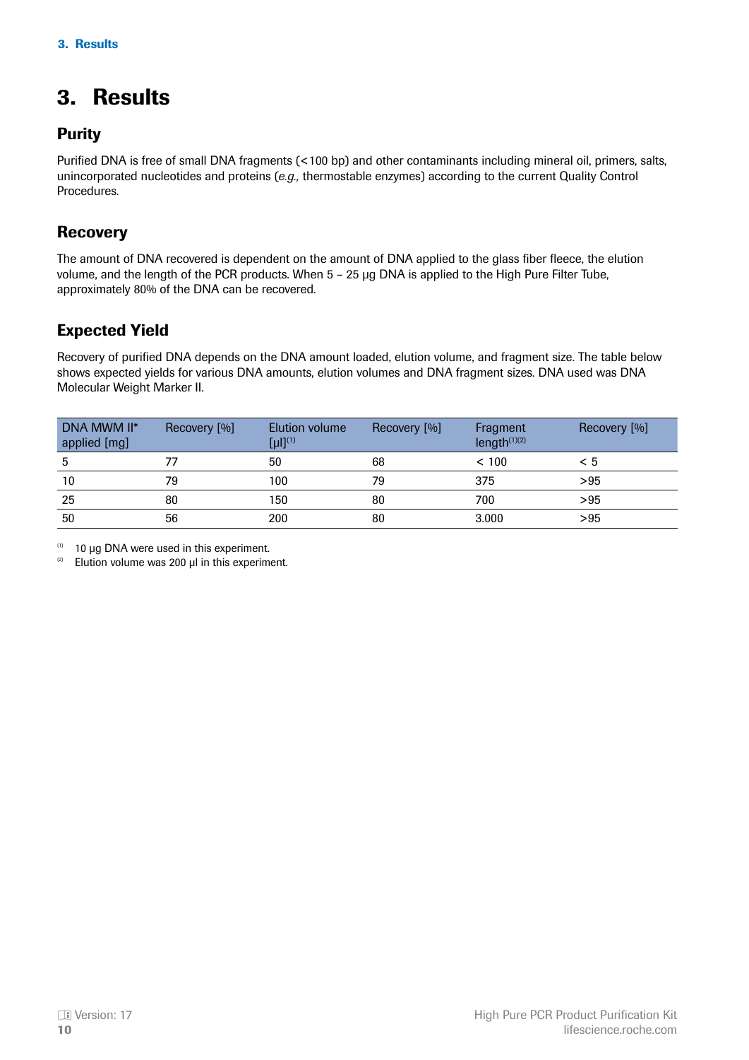# 3. Results

## Purity

Purified DNA is free of small DNA fragments (<100 bp) and other contaminants including mineral oil, primers, salts, unincorporated nucleotides and proteins (*e.g.,* thermostable enzymes) according to the current Quality Control Procedures.

## Recovery

The amount of DNA recovered is dependent on the amount of DNA applied to the glass fiber fleece, the elution volume, and the length of the PCR products. When 5 – 25 µg DNA is applied to the High Pure Filter Tube, approximately 80% of the DNA can be recovered.

## Expected Yield

Recovery of purified DNA depends on the DNA amount loaded, elution volume, and fragment size. The table below shows expected yields for various DNA amounts, elution volumes and DNA fragment sizes. DNA used was DNA Molecular Weight Marker II.

| DNA MWM II* applied [mg] | Recovery [%] | Elution volume [µl][1] | Recovery [%] | Fragment length[1][2] | Recovery [%] |
|---|---|---|---|---|---|
| 5 | 77 | 50 | 68 | < 100 | < 5 |
| 10 | 79 | 100 | 79 | 375 | >95 |
| 25 | 80 | 150 | 80 | 700 | >95 |
| 50 | 56 | 200 | 80 | 3.000 | >95 |

[1] 10 µg DNA were used in this experiment.
[2] Elution volume was 200 µl in this experiment.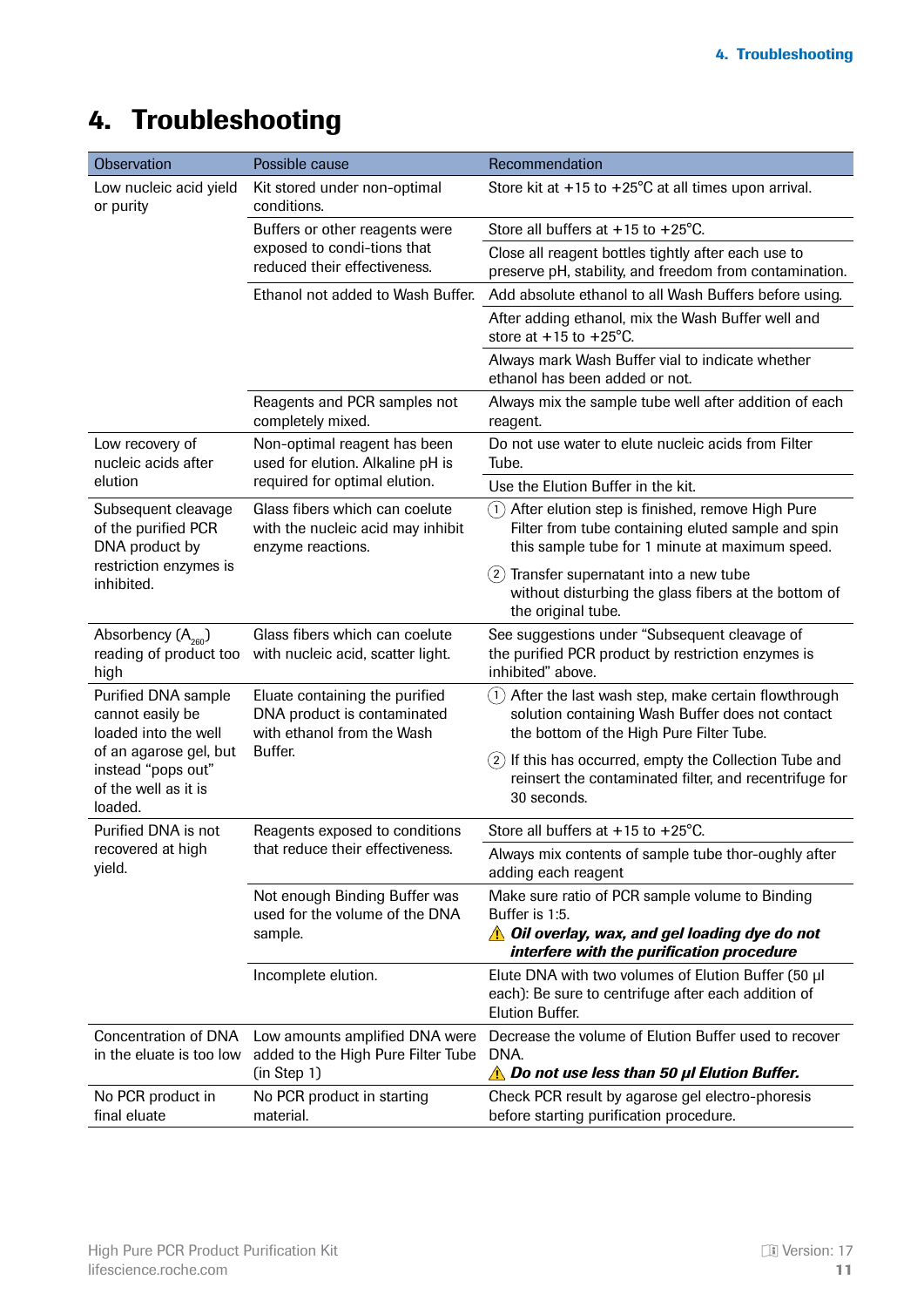# 4. Troubleshooting

| Observation | Possible cause | Recommendation |
|---|---|---|
| Low nucleic acid yield or purity | Kit stored under non-optimal conditions. | Store kit at +15 to +25°C at all times upon arrival. |
| | Buffers or other reagents were exposed to condi-tions that reduced their effectiveness. | Store all buffers at +15 to +25°C. |
| | | Close all reagent bottles tightly after each use to preserve pH, stability, and freedom from contamination. |
| | Ethanol not added to Wash Buffer. | Add absolute ethanol to all Wash Buffers before using. |
| | | After adding ethanol, mix the Wash Buffer well and store at +15 to +25°C. |
| | | Always mark Wash Buffer vial to indicate whether ethanol has been added or not. |
| | Reagents and PCR samples not completely mixed. | Always mix the sample tube well after addition of each reagent. |
| Low recovery of nucleic acids after elution | Non-optimal reagent has been used for elution. Alkaline pH is required for optimal elution. | Do not use water to elute nucleic acids from Filter Tube. |
| | | Use the Elution Buffer in the kit. |
| Subsequent cleavage of the purified PCR DNA product by restriction enzymes is inhibited. | Glass fibers which can coelute with the nucleic acid may inhibit enzyme reactions. | (1) After elution step is finished, remove High Pure Filter from tube containing eluted sample and spin this sample tube for 1 minute at maximum speed.<br>(2) Transfer supernatant into a new tube without disturbing the glass fibers at the bottom of the original tube. |
| Absorbency ($A_{260}$) reading of product too high | Glass fibers which can coelute with nucleic acid, scatter light. | See suggestions under "Subsequent cleavage of the purified PCR product by restriction enzymes is inhibited" above. |
| Purified DNA sample cannot easily be loaded into the well of an agarose gel, but instead "pops out" of the well as it is loaded. | Eluate containing the purified DNA product is contaminated with ethanol from the Wash Buffer. | (1) After the last wash step, make certain flowthrough solution containing Wash Buffer does not contact the bottom of the High Pure Filter Tube.<br>(2) If this has occurred, empty the Collection Tube and reinsert the contaminated filter, and recentrifuge for 30 seconds. |
| Purified DNA is not recovered at high yield. | Reagents exposed to conditions that reduce their effectiveness. | Store all buffers at +15 to +25°C. |
| | | Always mix contents of sample tube thor-oughly after adding each reagent |
| | Not enough Binding Buffer was used for the volume of the DNA sample. | Make sure ratio of PCR sample volume to Binding Buffer is 1:5.<br>⚠ ***Oil overlay, wax, and gel loading dye do not interfere with the purification procedure*** |
| | Incomplete elution. | Elute DNA with two volumes of Elution Buffer (50 µl each): Be sure to centrifuge after each addition of Elution Buffer. |
| Concentration of DNA in the eluate is too low | Low amounts amplified DNA were added to the High Pure Filter Tube (in Step 1) | Decrease the volume of Elution Buffer used to recover DNA.<br>⚠ ***Do not use less than 50 µl Elution Buffer.*** |
| No PCR product in final eluate | No PCR product in starting material. | Check PCR result by agarose gel electro-phoresis before starting purification procedure. |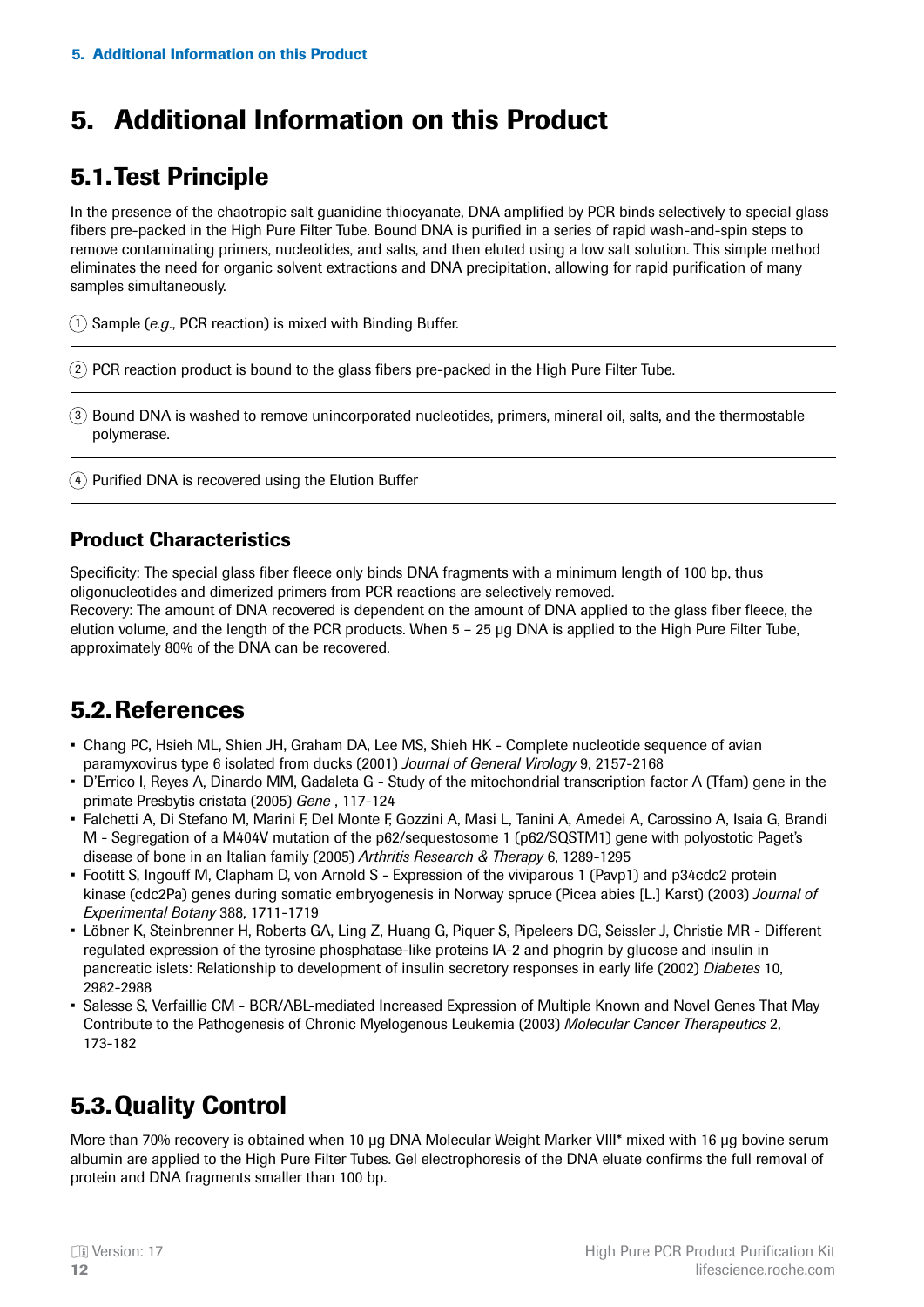# 5. Additional Information on this Product

## 5.1. Test Principle

In the presence of the chaotropic salt guanidine thiocyanate, DNA amplified by PCR binds selectively to special glass fibers pre-packed in the High Pure Filter Tube. Bound DNA is purified in a series of rapid wash-and-spin steps to remove contaminating primers, nucleotides, and salts, and then eluted using a low salt solution. This simple method eliminates the need for organic solvent extractions and DNA precipitation, allowing for rapid purification of many samples simultaneously.

1. Sample (*e.g.*, PCR reaction) is mixed with Binding Buffer.
2. PCR reaction product is bound to the glass fibers pre-packed in the High Pure Filter Tube.
3. Bound DNA is washed to remove unincorporated nucleotides, primers, mineral oil, salts, and the thermostable polymerase.
4. Purified DNA is recovered using the Elution Buffer

### Product Characteristics

Specificity: The special glass fiber fleece only binds DNA fragments with a minimum length of 100 bp, thus oligonucleotides and dimerized primers from PCR reactions are selectively removed.
Recovery: The amount of DNA recovered is dependent on the amount of DNA applied to the glass fiber fleece, the elution volume, and the length of the PCR products. When 5 – 25 µg DNA is applied to the High Pure Filter Tube, approximately 80% of the DNA can be recovered.

## 5.2. References

- Chang PC, Hsieh ML, Shien JH, Graham DA, Lee MS, Shieh HK - Complete nucleotide sequence of avian paramyxovirus type 6 isolated from ducks (2001) *Journal of General Virology* 9, 2157-2168
- D'Errico I, Reyes A, Dinardo MM, Gadaleta G - Study of the mitochondrial transcription factor A (Tfam) gene in the primate Presbytis cristata (2005) *Gene* , 117-124
- Falchetti A, Di Stefano M, Marini F, Del Monte F, Gozzini A, Masi L, Tanini A, Amedei A, Carossino A, Isaia G, Brandi M - Segregation of a M404V mutation of the p62/sequestosome 1 (p62/SQSTM1) gene with polyostotic Paget's disease of bone in an Italian family (2005) *Arthritis Research & Therapy* 6, 1289-1295
- Footitt S, Ingouff M, Clapham D, von Arnold S - Expression of the viviparous 1 (Pavp1) and p34cdc2 protein kinase (cdc2Pa) genes during somatic embryogenesis in Norway spruce (Picea abies [L.] Karst) (2003) *Journal of Experimental Botany* 388, 1711-1719
- Löbner K, Steinbrenner H, Roberts GA, Ling Z, Huang G, Piquer S, Pipeleers DG, Seissler J, Christie MR - Different regulated expression of the tyrosine phosphatase-like proteins IA-2 and phogrin by glucose and insulin in pancreatic islets: Relationship to development of insulin secretory responses in early life (2002) *Diabetes* 10, 2982-2988
- Salesse S, Verfaillie CM - BCR/ABL-mediated Increased Expression of Multiple Known and Novel Genes That May Contribute to the Pathogenesis of Chronic Myelogenous Leukemia (2003) *Molecular Cancer Therapeutics* 2, 173-182

## 5.3. Quality Control

More than 70% recovery is obtained when 10 µg DNA Molecular Weight Marker VIII* mixed with 16 µg bovine serum albumin are applied to the High Pure Filter Tubes. Gel electrophoresis of the DNA eluate confirms the full removal of protein and DNA fragments smaller than 100 bp.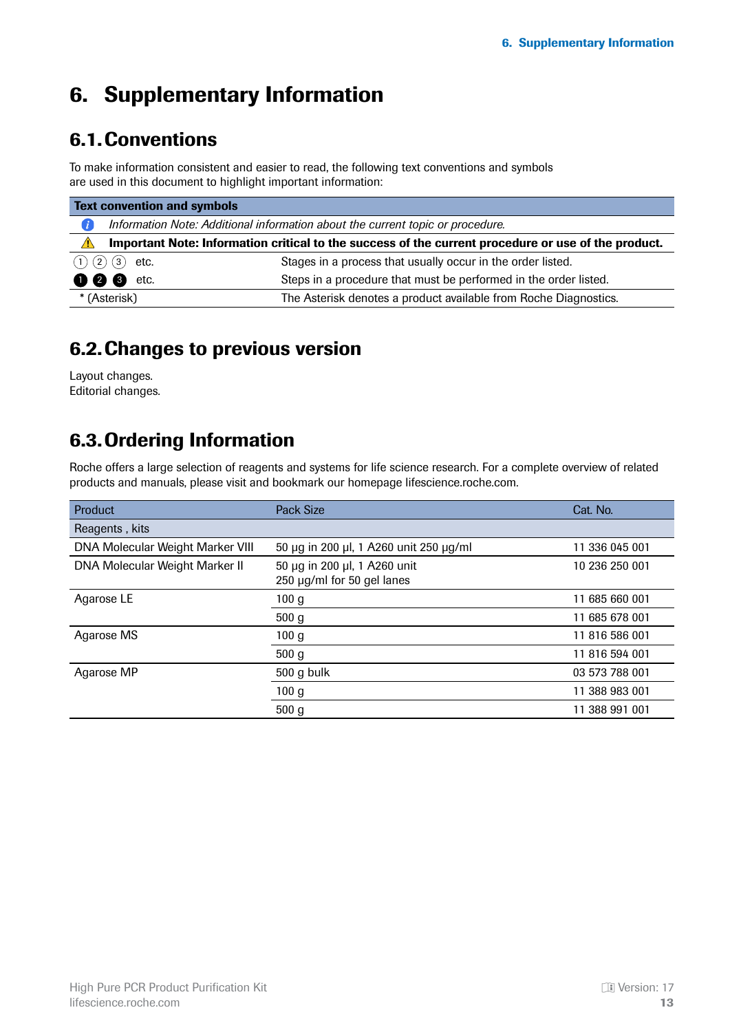# 6. Supplementary Information

## 6.1. Conventions

To make information consistent and easier to read, the following text conventions and symbols are used in this document to highlight important information:

| Text convention and symbols | |
|---|---|
| ℹ *Information Note: Additional information about the current topic or procedure.* | |
| ⚠ **Important Note: Information critical to the success of the current procedure or use of the product.** | |
| ① ② ③ etc. | Stages in a process that usually occur in the order listed. |
| ❶ ❷ ❸ etc. | Steps in a procedure that must be performed in the order listed. |
| * (Asterisk) | The Asterisk denotes a product available from Roche Diagnostics. |

## 6.2. Changes to previous version

Layout changes.
Editorial changes.

## 6.3. Ordering Information

Roche offers a large selection of reagents and systems for life science research. For a complete overview of related products and manuals, please visit and bookmark our homepage lifescience.roche.com.

| Product | Pack Size | Cat. No. |
|---|---|---|
| Reagents , kits | | |
| DNA Molecular Weight Marker VIII | 50 µg in 200 µl, 1 A260 unit 250 µg/ml | 11 336 045 001 |
| DNA Molecular Weight Marker II | 50 µg in 200 µl, 1 A260 unit 250 µg/ml for 50 gel lanes | 10 236 250 001 |
| Agarose LE | 100 g | 11 685 660 001 |
| | 500 g | 11 685 678 001 |
| Agarose MS | 100 g | 11 816 586 001 |
| | 500 g | 11 816 594 001 |
| Agarose MP | 500 g bulk | 03 573 788 001 |
| | 100 g | 11 388 983 001 |
| | 500 g | 11 388 991 001 |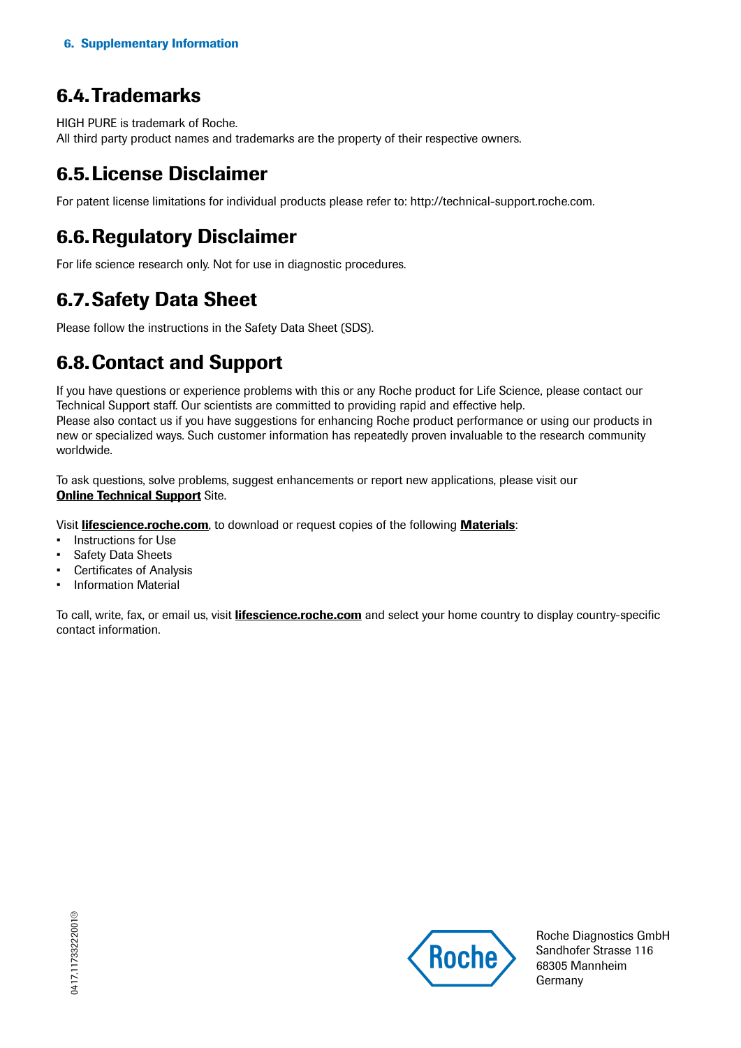## 6.4. Trademarks

HIGH PURE is trademark of Roche.
All third party product names and trademarks are the property of their respective owners.

## 6.5. License Disclaimer

For patent license limitations for individual products please refer to: http://technical-support.roche.com.

## 6.6. Regulatory Disclaimer

For life science research only. Not for use in diagnostic procedures.

## 6.7. Safety Data Sheet

Please follow the instructions in the Safety Data Sheet (SDS).

## 6.8. Contact and Support

If you have questions or experience problems with this or any Roche product for Life Science, please contact our Technical Support staff. Our scientists are committed to providing rapid and effective help.
Please also contact us if you have suggestions for enhancing Roche product performance or using our products in new or specialized ways. Such customer information has repeatedly proven invaluable to the research community worldwide.

To ask questions, solve problems, suggest enhancements or report new applications, please visit our **Online Technical Support** Site.

Visit **lifescience.roche.com**, to download or request copies of the following **Materials**:

- Instructions for Use
- Safety Data Sheets
- Certificates of Analysis
- Information Material

To call, write, fax, or email us, visit **lifescience.roche.com** and select your home country to display country-specific contact information.

0417.11733222001ⓐ

Roche Diagnostics GmbH
Sandhofer Strasse 116
68305 Mannheim
Germany